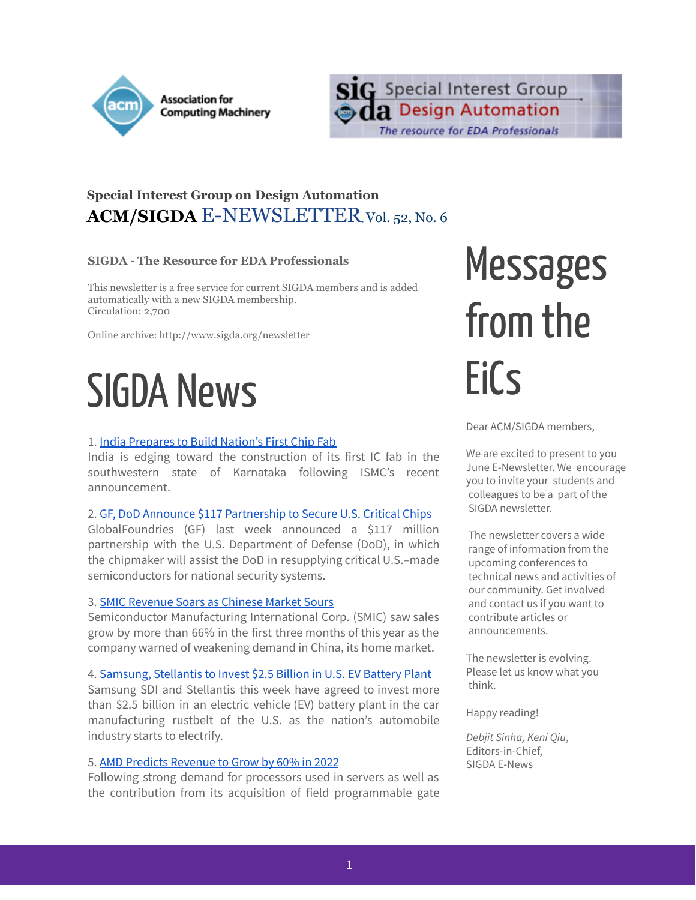**Special Interest Group on Design Automation**

**ACM/SIGDA** E-NEWSLETTER, Vol. 52, No. 6

**SIGDA - The Resource for EDA Professionals**

This newsletter is a free service for current SIGDA members and is added automatically with a new SIGDA membership.
Circulation: 2,700

Online archive: http://www.sigda.org/newsletter

# SIGDA News

1. India Prepares to Build Nation's First Chip Fab
India is edging toward the construction of its first IC fab in the southwestern state of Karnataka following ISMC's recent announcement.

2. GF, DoD Announce $117 Partnership to Secure U.S. Critical Chips
GlobalFoundries (GF) last week announced a $117 million partnership with the U.S. Department of Defense (DoD), in which the chipmaker will assist the DoD in resupplying critical U.S.–made semiconductors for national security systems.

3. SMIC Revenue Soars as Chinese Market Sours
Semiconductor Manufacturing International Corp. (SMIC) saw sales grow by more than 66% in the first three months of this year as the company warned of weakening demand in China, its home market.

4. Samsung, Stellantis to Invest $2.5 Billion in U.S. EV Battery Plant
Samsung SDI and Stellantis this week have agreed to invest more than $2.5 billion in an electric vehicle (EV) battery plant in the car manufacturing rustbelt of the U.S. as the nation's automobile industry starts to electrify.

5. AMD Predicts Revenue to Grow by 60% in 2022
Following strong demand for processors used in servers as well as the contribution from its acquisition of field programmable gate

# Messages from the EiCs

Dear ACM/SIGDA members,

We are excited to present to you June E-Newsletter. We encourage you to invite your students and colleagues to be a part of the SIGDA newsletter.

The newsletter covers a wide range of information from the upcoming conferences to technical news and activities of our community. Get involved and contact us if you want to contribute articles or announcements.

The newsletter is evolving. Please let us know what you think.

Happy reading!

*Debjit Sinha, Keni Qiu*,
Editors-in-Chief,
SIGDA E-News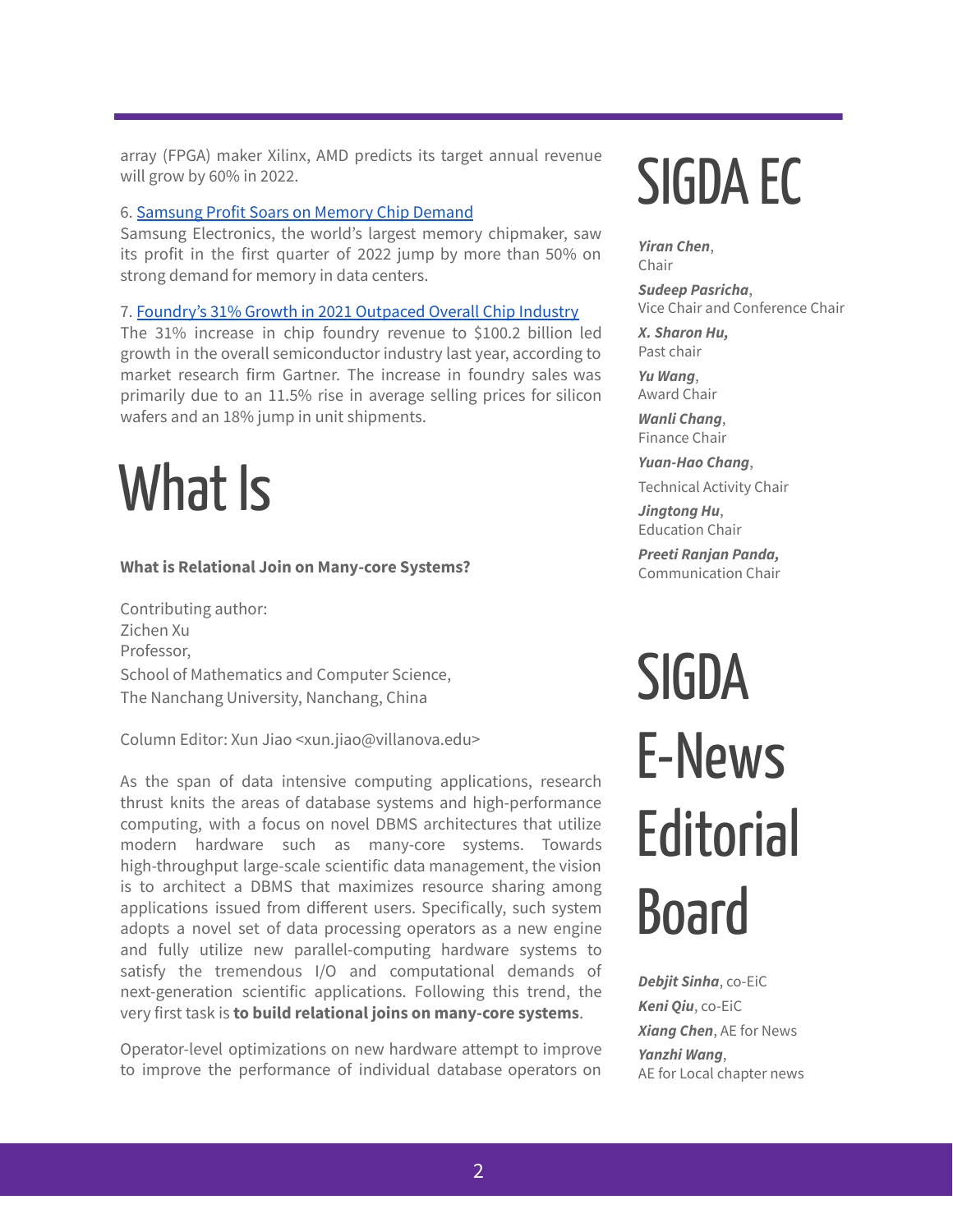array (FPGA) maker Xilinx, AMD predicts its target annual revenue will grow by 60% in 2022.

6. [Samsung Profit Soars on Memory Chip Demand]()
Samsung Electronics, the world's largest memory chipmaker, saw its profit in the first quarter of 2022 jump by more than 50% on strong demand for memory in data centers.

7. [Foundry's 31% Growth in 2021 Outpaced Overall Chip Industry]()
The 31% increase in chip foundry revenue to $100.2 billion led growth in the overall semiconductor industry last year, according to market research firm Gartner. The increase in foundry sales was primarily due to an 11.5% rise in average selling prices for silicon wafers and an 18% jump in unit shipments.

# What Is

**What is Relational Join on Many-core Systems?**

Contributing author:
Zichen Xu
Professor,
School of Mathematics and Computer Science,
The Nanchang University, Nanchang, China

Column Editor: Xun Jiao <xun.jiao@villanova.edu>

As the span of data intensive computing applications, research thrust knits the areas of database systems and high-performance computing, with a focus on novel DBMS architectures that utilize modern hardware such as many-core systems. Towards high-throughput large-scale scientific data management, the vision is to architect a DBMS that maximizes resource sharing among applications issued from different users. Specifically, such system adopts a novel set of data processing operators as a new engine and fully utilize new parallel-computing hardware systems to satisfy the tremendous I/O and computational demands of next-generation scientific applications. Following this trend, the very first task is **to build relational joins on many-core systems**.

Operator-level optimizations on new hardware attempt to improve to improve the performance of individual database operators on

# SIGDA EC

***Yiran Chen***, Chair

***Sudeep Pasricha***, Vice Chair and Conference Chair

***X. Sharon Hu,*** Past chair

***Yu Wang***, Award Chair

***Wanli Chang***, Finance Chair

***Yuan-Hao Chang***, Technical Activity Chair

***Jingtong Hu***, Education Chair

***Preeti Ranjan Panda,*** Communication Chair

# SIGDA E-News Editorial Board

***Debjit Sinha***, co-EiC

***Keni Qiu***, co-EiC

***Xiang Chen***, AE for News

***Yanzhi Wang***, AE for Local chapter news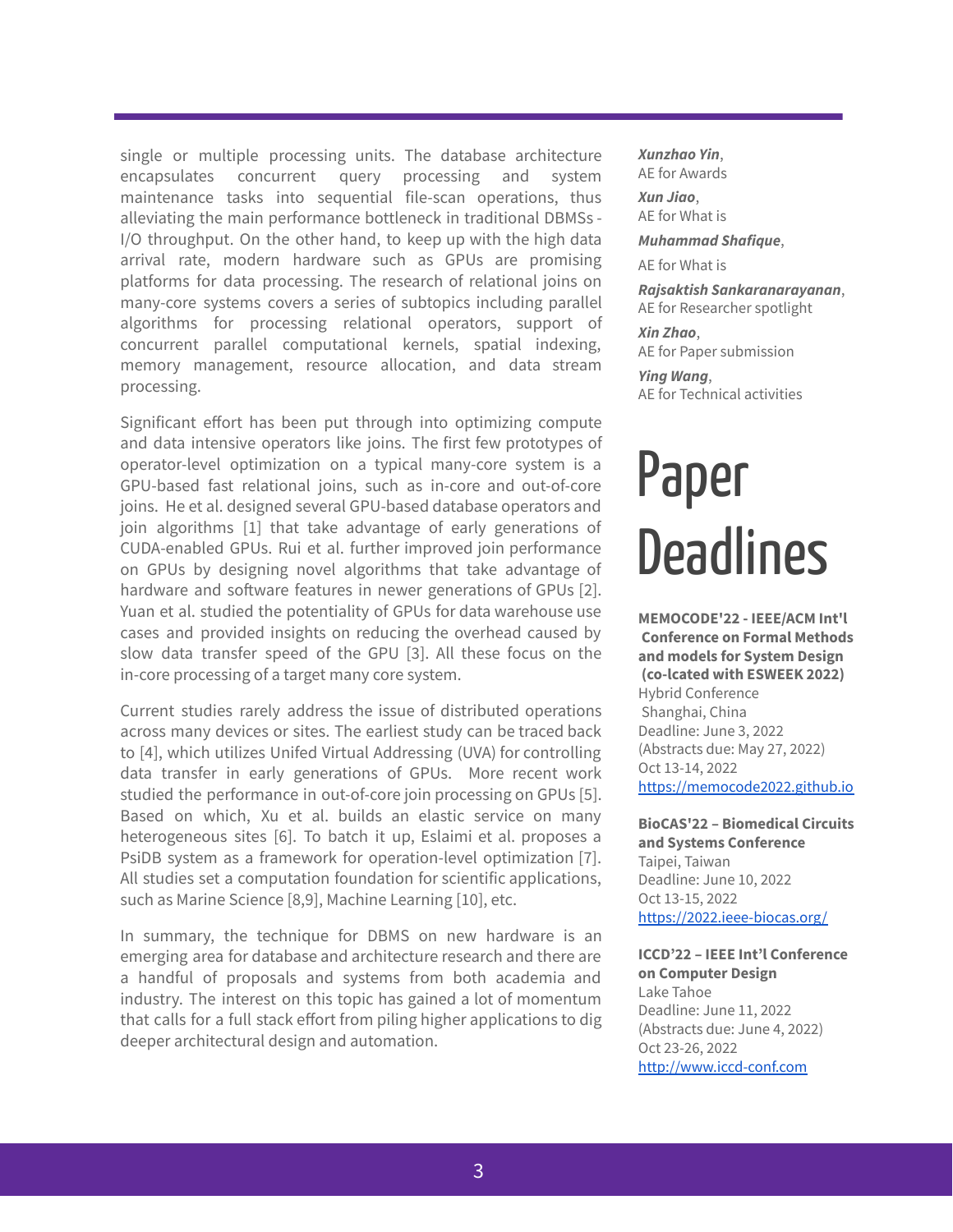single or multiple processing units. The database architecture encapsulates concurrent query processing and system maintenance tasks into sequential file-scan operations, thus alleviating the main performance bottleneck in traditional DBMSs - I/O throughput. On the other hand, to keep up with the high data arrival rate, modern hardware such as GPUs are promising platforms for data processing. The research of relational joins on many-core systems covers a series of subtopics including parallel algorithms for processing relational operators, support of concurrent parallel computational kernels, spatial indexing, memory management, resource allocation, and data stream processing.

Significant effort has been put through into optimizing compute and data intensive operators like joins. The first few prototypes of operator-level optimization on a typical many-core system is a GPU-based fast relational joins, such as in-core and out-of-core joins. He et al. designed several GPU-based database operators and join algorithms [1] that take advantage of early generations of CUDA-enabled GPUs. Rui et al. further improved join performance on GPUs by designing novel algorithms that take advantage of hardware and software features in newer generations of GPUs [2]. Yuan et al. studied the potentiality of GPUs for data warehouse use cases and provided insights on reducing the overhead caused by slow data transfer speed of the GPU [3]. All these focus on the in-core processing of a target many core system.

Current studies rarely address the issue of distributed operations across many devices or sites. The earliest study can be traced back to [4], which utilizes Unifed Virtual Addressing (UVA) for controlling data transfer in early generations of GPUs. More recent work studied the performance in out-of-core join processing on GPUs [5]. Based on which, Xu et al. builds an elastic service on many heterogeneous sites [6]. To batch it up, Eslaimi et al. proposes a PsiDB system as a framework for operation-level optimization [7]. All studies set a computation foundation for scientific applications, such as Marine Science [8,9], Machine Learning [10], etc.

In summary, the technique for DBMS on new hardware is an emerging area for database and architecture research and there are a handful of proposals and systems from both academia and industry. The interest on this topic has gained a lot of momentum that calls for a full stack effort from piling higher applications to dig deeper architectural design and automation.

***Xunzhao Yin***,
AE for Awards

***Xun Jiao***,
AE for What is

***Muhammad Shafique***,
AE for What is

***Rajsaktish Sankaranarayanan***,
AE for Researcher spotlight

***Xin Zhao***,
AE for Paper submission

***Ying Wang***,
AE for Technical activities

# Paper Deadlines

**MEMOCODE'22 - IEEE/ACM Int'l Conference on Formal Methods and models for System Design (co-lcated with ESWEEK 2022)**
Hybrid Conference
Shanghai, China
Deadline: June 3, 2022
(Abstracts due: May 27, 2022)
Oct 13-14, 2022
https://memocode2022.github.io

**BioCAS'22 – Biomedical Circuits and Systems Conference**
Taipei, Taiwan
Deadline: June 10, 2022
Oct 13-15, 2022
https://2022.ieee-biocas.org/

**ICCD'22 – IEEE Int'l Conference on Computer Design**
Lake Tahoe
Deadline: June 11, 2022
(Abstracts due: June 4, 2022)
Oct 23-26, 2022
http://www.iccd-conf.com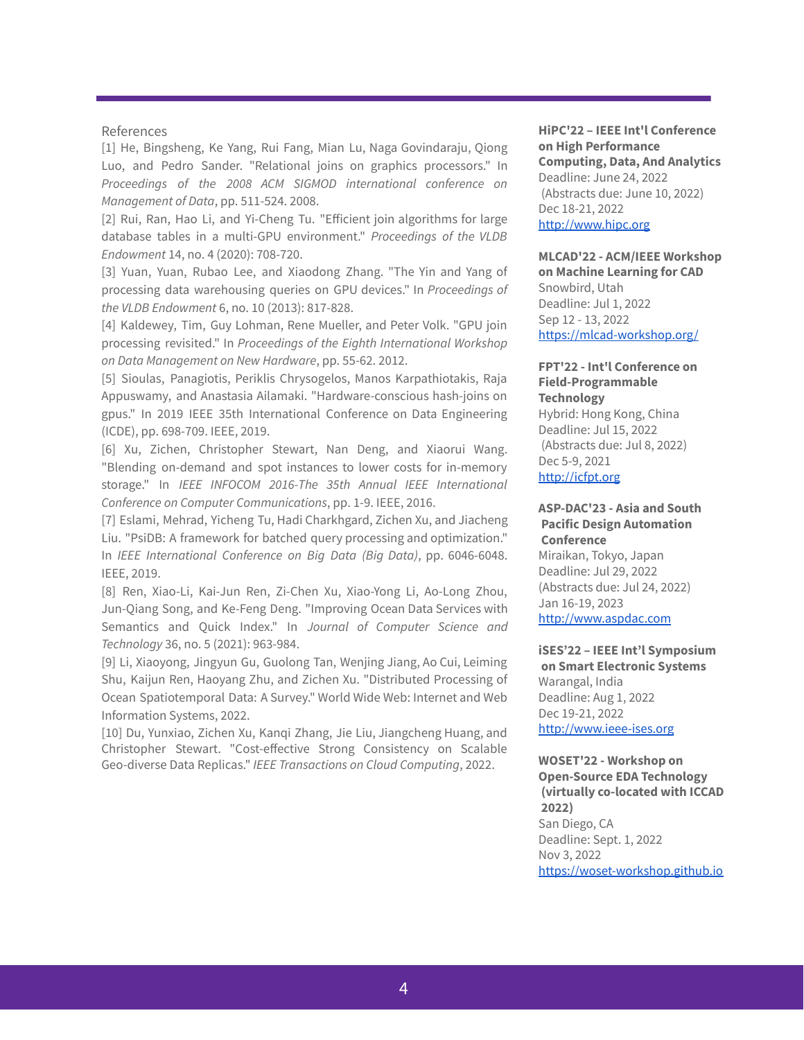References

[1] He, Bingsheng, Ke Yang, Rui Fang, Mian Lu, Naga Govindaraju, Qiong Luo, and Pedro Sander. "Relational joins on graphics processors." In *Proceedings of the 2008 ACM SIGMOD international conference on Management of Data*, pp. 511-524. 2008.

[2] Rui, Ran, Hao Li, and Yi-Cheng Tu. "Efficient join algorithms for large database tables in a multi-GPU environment." *Proceedings of the VLDB Endowment* 14, no. 4 (2020): 708-720.

[3] Yuan, Yuan, Rubao Lee, and Xiaodong Zhang. "The Yin and Yang of processing data warehousing queries on GPU devices." In *Proceedings of the VLDB Endowment* 6, no. 10 (2013): 817-828.

[4] Kaldewey, Tim, Guy Lohman, Rene Mueller, and Peter Volk. "GPU join processing revisited." In *Proceedings of the Eighth International Workshop on Data Management on New Hardware*, pp. 55-62. 2012.

[5] Sioulas, Panagiotis, Periklis Chrysogelos, Manos Karpathiotakis, Raja Appuswamy, and Anastasia Ailamaki. "Hardware-conscious hash-joins on gpus." In 2019 IEEE 35th International Conference on Data Engineering (ICDE), pp. 698-709. IEEE, 2019.

[6] Xu, Zichen, Christopher Stewart, Nan Deng, and Xiaorui Wang. "Blending on-demand and spot instances to lower costs for in-memory storage." In *IEEE INFOCOM 2016-The 35th Annual IEEE International Conference on Computer Communications*, pp. 1-9. IEEE, 2016.

[7] Eslami, Mehrad, Yicheng Tu, Hadi Charkhgard, Zichen Xu, and Jiacheng Liu. "PsiDB: A framework for batched query processing and optimization." In *IEEE International Conference on Big Data (Big Data)*, pp. 6046-6048. IEEE, 2019.

[8] Ren, Xiao-Li, Kai-Jun Ren, Zi-Chen Xu, Xiao-Yong Li, Ao-Long Zhou, Jun-Qiang Song, and Ke-Feng Deng. "Improving Ocean Data Services with Semantics and Quick Index." In *Journal of Computer Science and Technology* 36, no. 5 (2021): 963-984.

[9] Li, Xiaoyong, Jingyun Gu, Guolong Tan, Wenjing Jiang, Ao Cui, Leiming Shu, Kaijun Ren, Haoyang Zhu, and Zichen Xu. "Distributed Processing of Ocean Spatiotemporal Data: A Survey." World Wide Web: Internet and Web Information Systems, 2022.

[10] Du, Yunxiao, Zichen Xu, Kanqi Zhang, Jie Liu, Jiangcheng Huang, and Christopher Stewart. "Cost-effective Strong Consistency on Scalable Geo-diverse Data Replicas." *IEEE Transactions on Cloud Computing*, 2022.

**HiPC'22 – IEEE Int'l Conference on High Performance Computing, Data, And Analytics**
Deadline: June 24, 2022
(Abstracts due: June 10, 2022)
Dec 18-21, 2022
http://www.hipc.org

**MLCAD'22 - ACM/IEEE Workshop on Machine Learning for CAD**
Snowbird, Utah
Deadline: Jul 1, 2022
Sep 12 - 13, 2022
https://mlcad-workshop.org/

**FPT'22 - Int'l Conference on Field-Programmable Technology**
Hybrid: Hong Kong, China
Deadline: Jul 15, 2022
(Abstracts due: Jul 8, 2022)
Dec 5-9, 2021
http://icfpt.org

**ASP-DAC'23 - Asia and South Pacific Design Automation Conference**
Miraikan, Tokyo, Japan
Deadline: Jul 29, 2022
(Abstracts due: Jul 24, 2022)
Jan 16-19, 2023
http://www.aspdac.com

**iSES'22 – IEEE Int'l Symposium on Smart Electronic Systems**
Warangal, India
Deadline: Aug 1, 2022
Dec 19-21, 2022
http://www.ieee-ises.org

**WOSET'22 - Workshop on Open-Source EDA Technology (virtually co-located with ICCAD 2022)**
San Diego, CA
Deadline: Sept. 1, 2022
Nov 3, 2022
https://woset-workshop.github.io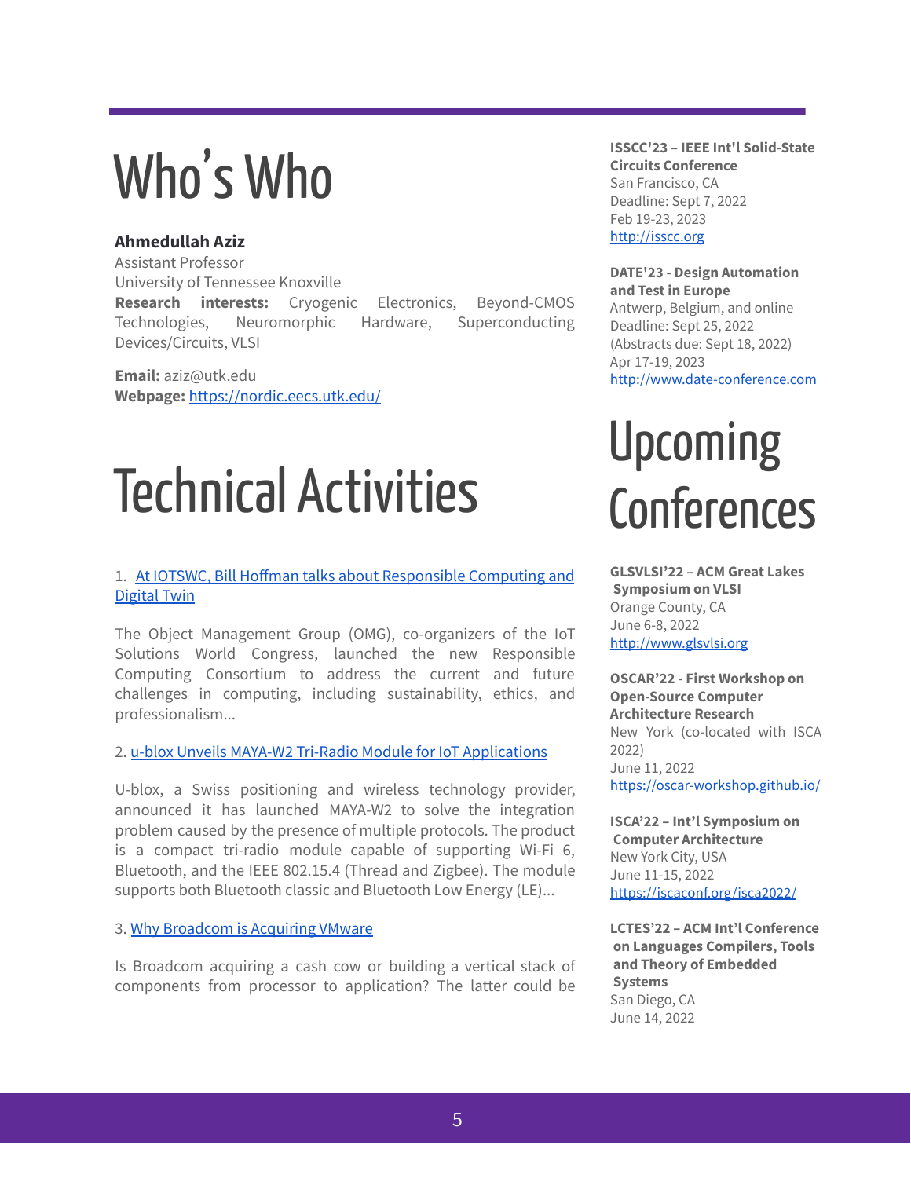# Who's Who

**Ahmedullah Aziz**
Assistant Professor
University of Tennessee Knoxville
**Research interests:** Cryogenic Electronics, Beyond-CMOS Technologies, Neuromorphic Hardware, Superconducting Devices/Circuits, VLSI

**Email:** aziz@utk.edu
**Webpage:** [https://nordic.eecs.utk.edu/](https://nordic.eecs.utk.edu/)

# Technical Activities

1. [At IOTSWC, Bill Hoffman talks about Responsible Computing and Digital Twin]()

The Object Management Group (OMG), co-organizers of the IoT Solutions World Congress, launched the new Responsible Computing Consortium to address the current and future challenges in computing, including sustainability, ethics, and professionalism...

2. [u-blox Unveils MAYA-W2 Tri-Radio Module for IoT Applications]()

U-blox, a Swiss positioning and wireless technology provider, announced it has launched MAYA-W2 to solve the integration problem caused by the presence of multiple protocols. The product is a compact tri-radio module capable of supporting Wi-Fi 6, Bluetooth, and the IEEE 802.15.4 (Thread and Zigbee). The module supports both Bluetooth classic and Bluetooth Low Energy (LE)...

3. [Why Broadcom is Acquiring VMware]()

Is Broadcom acquiring a cash cow or building a vertical stack of components from processor to application? The latter could be

**ISSCC'23 – IEEE Int'l Solid-State Circuits Conference**
San Francisco, CA
Deadline: Sept 7, 2022
Feb 19-23, 2023
[http://isscc.org](http://isscc.org)

**DATE'23 - Design Automation and Test in Europe**
Antwerp, Belgium, and online
Deadline: Sept 25, 2022
(Abstracts due: Sept 18, 2022)
Apr 17-19, 2023
[http://www.date-conference.com](http://www.date-conference.com)

# Upcoming Conferences

**GLSVLSI'22 – ACM Great Lakes Symposium on VLSI**
Orange County, CA
June 6-8, 2022
[http://www.glsvlsi.org](http://www.glsvlsi.org)

**OSCAR'22 - First Workshop on Open-Source Computer Architecture Research**
New York (co-located with ISCA 2022)
June 11, 2022
[https://oscar-workshop.github.io/](https://oscar-workshop.github.io/)

**ISCA'22 – Int'l Symposium on Computer Architecture**
New York City, USA
June 11-15, 2022
[https://iscaconf.org/isca2022/](https://iscaconf.org/isca2022/)

**LCTES'22 – ACM Int'l Conference on Languages Compilers, Tools and Theory of Embedded Systems**
San Diego, CA
June 14, 2022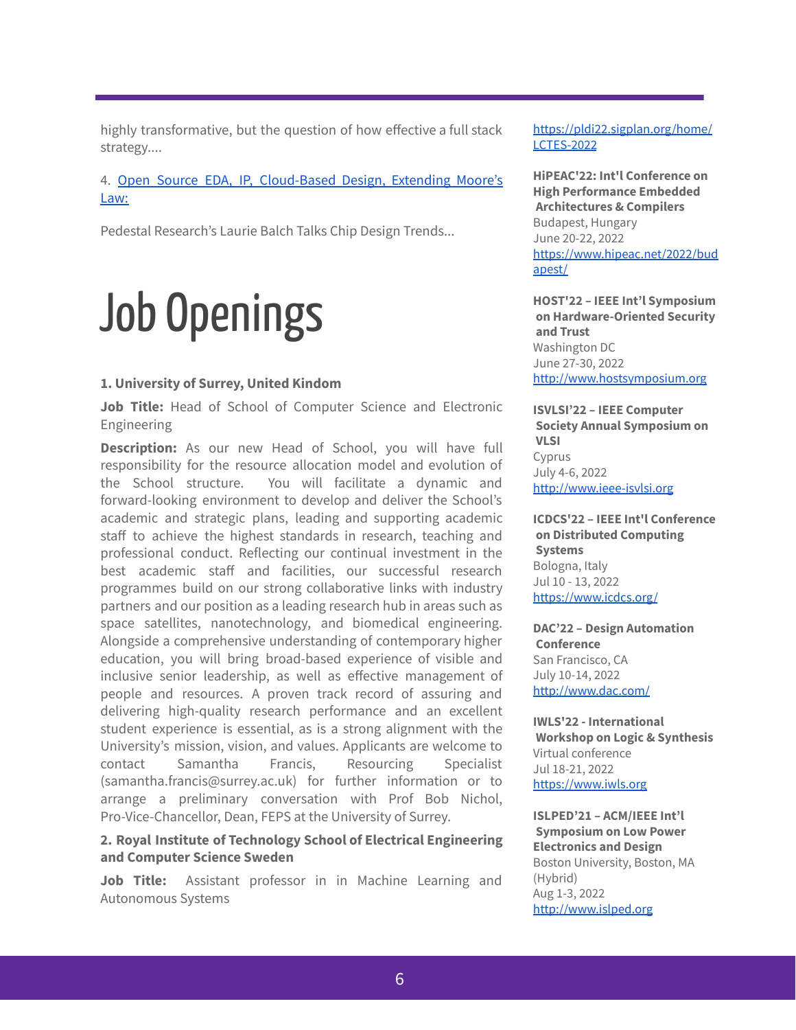highly transformative, but the question of how effective a full stack strategy....

4. [Open Source EDA, IP, Cloud-Based Design, Extending Moore's Law:]()

Pedestal Research's Laurie Balch Talks Chip Design Trends...

# Job Openings

**1. University of Surrey, United Kindom**

**Job Title:** Head of School of Computer Science and Electronic Engineering

**Description:** As our new Head of School, you will have full responsibility for the resource allocation model and evolution of the School structure. You will facilitate a dynamic and forward-looking environment to develop and deliver the School's academic and strategic plans, leading and supporting academic staff to achieve the highest standards in research, teaching and professional conduct. Reflecting our continual investment in the best academic staff and facilities, our successful research programmes build on our strong collaborative links with industry partners and our position as a leading research hub in areas such as space satellites, nanotechnology, and biomedical engineering. Alongside a comprehensive understanding of contemporary higher education, you will bring broad-based experience of visible and inclusive senior leadership, as well as effective management of people and resources. A proven track record of assuring and delivering high-quality research performance and an excellent student experience is essential, as is a strong alignment with the University's mission, vision, and values. Applicants are welcome to contact Samantha Francis, Resourcing Specialist (samantha.francis@surrey.ac.uk) for further information or to arrange a preliminary conversation with Prof Bob Nichol, Pro-Vice-Chancellor, Dean, FEPS at the University of Surrey.

**2. Royal Institute of Technology School of Electrical Engineering and Computer Science Sweden**

**Job Title:** Assistant professor in in Machine Learning and Autonomous Systems

[https://pldi22.sigplan.org/home/LCTES-2022](https://pldi22.sigplan.org/home/LCTES-2022)

**HiPEAC'22: Int'l Conference on High Performance Embedded Architectures & Compilers**
Budapest, Hungary
June 20-22, 2022
[https://www.hipeac.net/2022/budapest/](https://www.hipeac.net/2022/budapest/)

**HOST'22 – IEEE Int'l Symposium on Hardware-Oriented Security and Trust**
Washington DC
June 27-30, 2022
[http://www.hostsymposium.org](http://www.hostsymposium.org)

**ISVLSI'22 – IEEE Computer Society Annual Symposium on VLSI**
Cyprus
July 4-6, 2022
[http://www.ieee-isvlsi.org](http://www.ieee-isvlsi.org)

**ICDCS'22 – IEEE Int'l Conference on Distributed Computing Systems**
Bologna, Italy
Jul 10 - 13, 2022
[https://www.icdcs.org/](https://www.icdcs.org/)

**DAC'22 – Design Automation Conference**
San Francisco, CA
July 10-14, 2022
[http://www.dac.com/](http://www.dac.com/)

**IWLS'22 - International Workshop on Logic & Synthesis**
Virtual conference
Jul 18-21, 2022
[https://www.iwls.org](https://www.iwls.org)

**ISLPED'21 – ACM/IEEE Int'l Symposium on Low Power Electronics and Design**
Boston University, Boston, MA (Hybrid)
Aug 1-3, 2022
[http://www.islped.org](http://www.islped.org)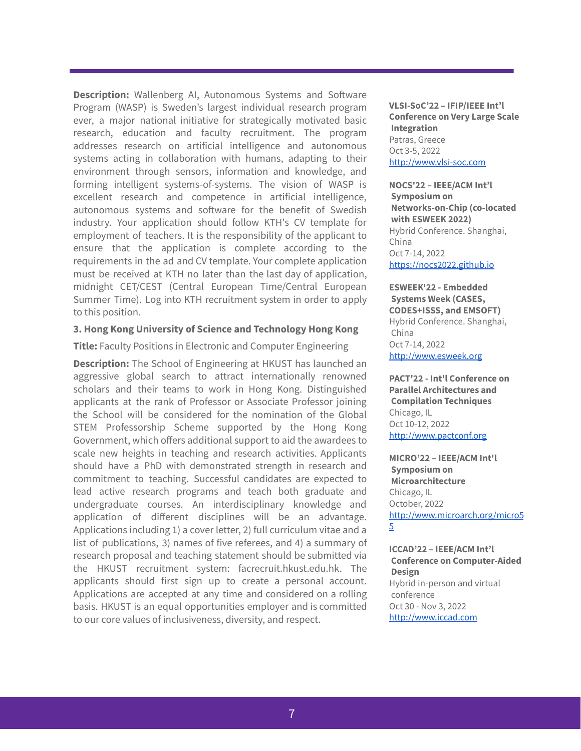**Description:** Wallenberg AI, Autonomous Systems and Software Program (WASP) is Sweden's largest individual research program ever, a major national initiative for strategically motivated basic research, education and faculty recruitment. The program addresses research on artificial intelligence and autonomous systems acting in collaboration with humans, adapting to their environment through sensors, information and knowledge, and forming intelligent systems-of-systems. The vision of WASP is excellent research and competence in artificial intelligence, autonomous systems and software for the benefit of Swedish industry. Your application should follow KTH's CV template for employment of teachers. It is the responsibility of the applicant to ensure that the application is complete according to the requirements in the ad and CV template. Your complete application must be received at KTH no later than the last day of application, midnight CET/CEST (Central European Time/Central European Summer Time). Log into KTH recruitment system in order to apply to this position.

**3. Hong Kong University of Science and Technology Hong Kong**

**Title:** Faculty Positions in Electronic and Computer Engineering

**Description:** The School of Engineering at HKUST has launched an aggressive global search to attract internationally renowned scholars and their teams to work in Hong Kong. Distinguished applicants at the rank of Professor or Associate Professor joining the School will be considered for the nomination of the Global STEM Professorship Scheme supported by the Hong Kong Government, which offers additional support to aid the awardees to scale new heights in teaching and research activities. Applicants should have a PhD with demonstrated strength in research and commitment to teaching. Successful candidates are expected to lead active research programs and teach both graduate and undergraduate courses. An interdisciplinary knowledge and application of different disciplines will be an advantage. Applications including 1) a cover letter, 2) full curriculum vitae and a list of publications, 3) names of five referees, and 4) a summary of research proposal and teaching statement should be submitted via the HKUST recruitment system: facrecruit.hkust.edu.hk. The applicants should first sign up to create a personal account. Applications are accepted at any time and considered on a rolling basis. HKUST is an equal opportunities employer and is committed to our core values of inclusiveness, diversity, and respect.

**VLSI-SoC'22 – IFIP/IEEE Int'l Conference on Very Large Scale Integration**
Patras, Greece
Oct 3-5, 2022
http://www.vlsi-soc.com

**NOCS'22 – IEEE/ACM Int'l Symposium on Networks-on-Chip (co-located with ESWEEK 2022)**
Hybrid Conference. Shanghai, China
Oct 7-14, 2022
https://nocs2022.github.io

**ESWEEK'22 - Embedded Systems Week (CASES, CODES+ISSS, and EMSOFT)**
Hybrid Conference. Shanghai, China
Oct 7-14, 2022
http://www.esweek.org

**PACT'22 - Int'l Conference on Parallel Architectures and Compilation Techniques**
Chicago, IL
Oct 10-12, 2022
http://www.pactconf.org

**MICRO'22 – IEEE/ACM Int'l Symposium on Microarchitecture**
Chicago, IL
October, 2022
http://www.microarch.org/micro55

**ICCAD'22 – IEEE/ACM Int'l Conference on Computer-Aided Design**
Hybrid in-person and virtual conference
Oct 30 - Nov 3, 2022
http://www.iccad.com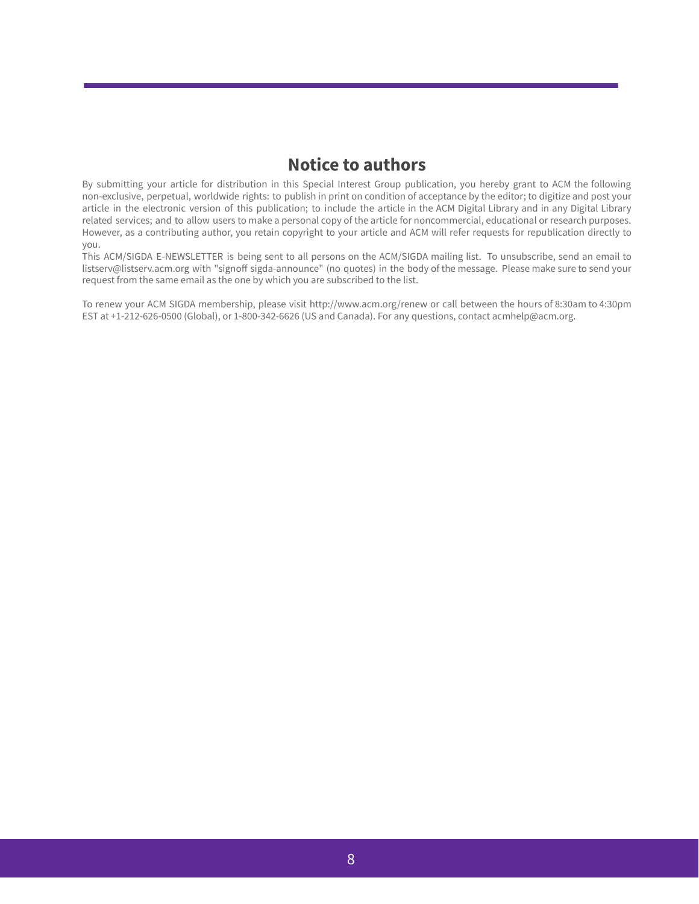## Notice to authors

By submitting your article for distribution in this Special Interest Group publication, you hereby grant to ACM the following non-exclusive, perpetual, worldwide rights: to publish in print on condition of acceptance by the editor; to digitize and post your article in the electronic version of this publication; to include the article in the ACM Digital Library and in any Digital Library related services; and to allow users to make a personal copy of the article for noncommercial, educational or research purposes. However, as a contributing author, you retain copyright to your article and ACM will refer requests for republication directly to you.

This ACM/SIGDA E-NEWSLETTER is being sent to all persons on the ACM/SIGDA mailing list. To unsubscribe, send an email to listserv@listserv.acm.org with "signoff sigda-announce" (no quotes) in the body of the message. Please make sure to send your request from the same email as the one by which you are subscribed to the list.

To renew your ACM SIGDA membership, please visit http://www.acm.org/renew or call between the hours of 8:30am to 4:30pm EST at +1-212-626-0500 (Global), or 1-800-342-6626 (US and Canada). For any questions, contact acmhelp@acm.org.